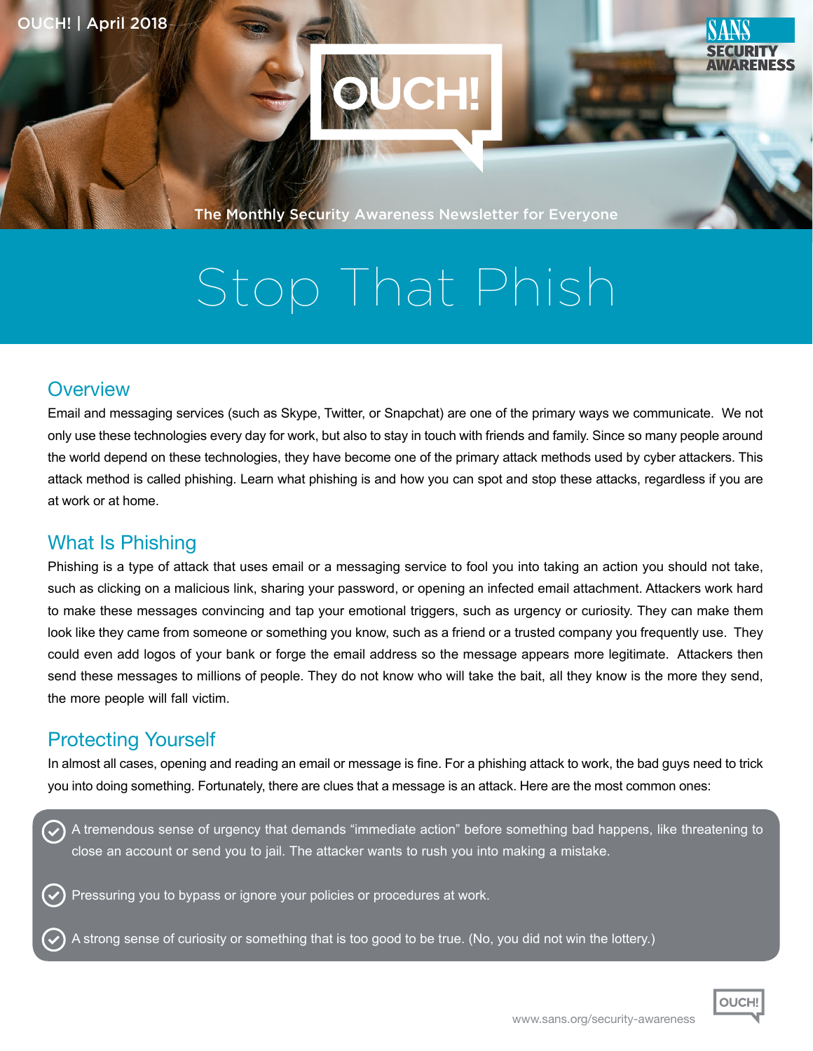OUCH! | April 2018

The Monthly Security Awareness Newsletter for Everyone

# Stop That Phish

## Overview

Email and messaging services (such as Skype, Twitter, or Snapchat) are one of the primary ways we communicate. We not only use these technologies every day for work, but also to stay in touch with friends and family. Since so many people around the world depend on these technologies, they have become one of the primary attack methods used by cyber attackers. This attack method is called phishing. Learn what phishing is and how you can spot and stop these attacks, regardless if you are at work or at home.

## What Is Phishing

Phishing is a type of attack that uses email or a messaging service to fool you into taking an action you should not take, such as clicking on a malicious link, sharing your password, or opening an infected email attachment. Attackers work hard to make these messages convincing and tap your emotional triggers, such as urgency or curiosity. They can make them look like they came from someone or something you know, such as a friend or a trusted company you frequently use. They could even add logos of your bank or forge the email address so the message appears more legitimate. Attackers then send these messages to millions of people. They do not know who will take the bait, all they know is the more they send, the more people will fall victim.

## Protecting Yourself

In almost all cases, opening and reading an email or message is fine. For a phishing attack to work, the bad guys need to trick you into doing something. Fortunately, there are clues that a message is an attack. Here are the most common ones:

- A tremendous sense of urgency that demands “immediate action” before something bad happens, like threatening to close an account or send you to jail. The attacker wants to rush you into making a mistake.
- Pressuring you to bypass or ignore your policies or procedures at work.
- A strong sense of curiosity or something that is too good to be true. (No, you did not win the lottery.)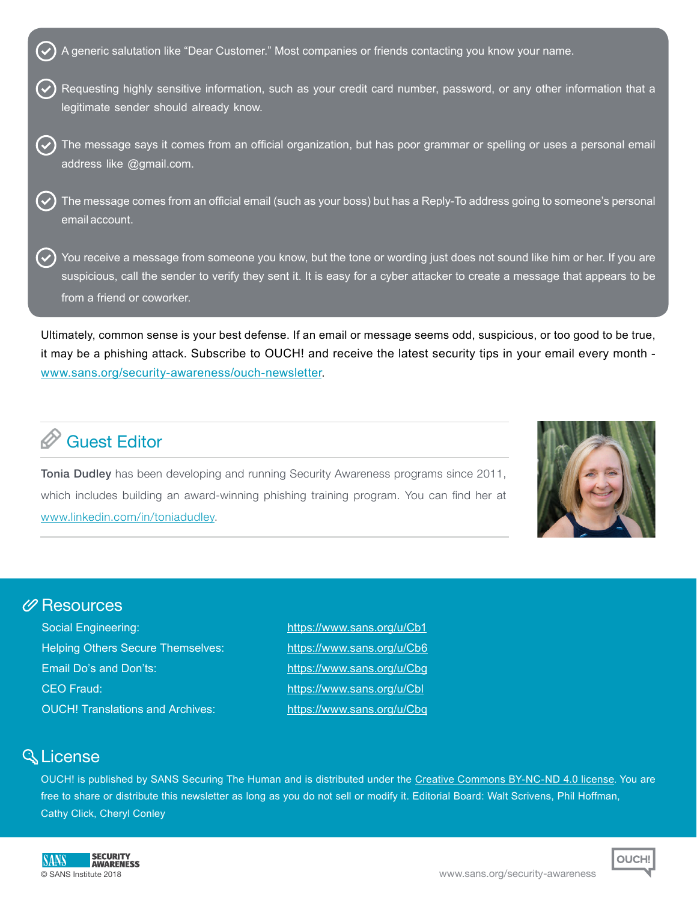- A generic salutation like "Dear Customer." Most companies or friends contacting you know your name.
- Requesting highly sensitive information, such as your credit card number, password, or any other information that a legitimate sender should already know.
- The message says it comes from an official organization, but has poor grammar or spelling or uses a personal email address like @gmail.com.
- The message comes from an official email (such as your boss) but has a Reply-To address going to someone's personal email account.
- You receive a message from someone you know, but the tone or wording just does not sound like him or her. If you are suspicious, call the sender to verify they sent it. It is easy for a cyber attacker to create a message that appears to be from a friend or coworker.

Ultimately, common sense is your best defense. If an email or message seems odd, suspicious, or too good to be true, it may be a phishing attack. Subscribe to OUCH! and receive the latest security tips in your email every month - www.sans.org/security-awareness/ouch-newsletter.

## Guest Editor

**Tonia Dudley** has been developing and running Security Awareness programs since 2011, which includes building an award-winning phishing training program. You can find her at www.linkedin.com/in/toniadudley.

## Resources

| | |
|---|---|
| Social Engineering: | https://www.sans.org/u/Cb1 |
| Helping Others Secure Themselves: | https://www.sans.org/u/Cb6 |
| Email Do's and Don'ts: | https://www.sans.org/u/Cbg |
| CEO Fraud: | https://www.sans.org/u/Cbl |
| OUCH! Translations and Archives: | https://www.sans.org/u/Cbq |

## License

OUCH! is published by SANS Securing The Human and is distributed under the Creative Commons BY-NC-ND 4.0 license. You are free to share or distribute this newsletter as long as you do not sell or modify it. Editorial Board: Walt Scrivens, Phil Hoffman, Cathy Click, Cheryl Conley

SANS SECURITY AWARENESS

© SANS Institute 2018

www.sans.org/security-awareness

OUCH!